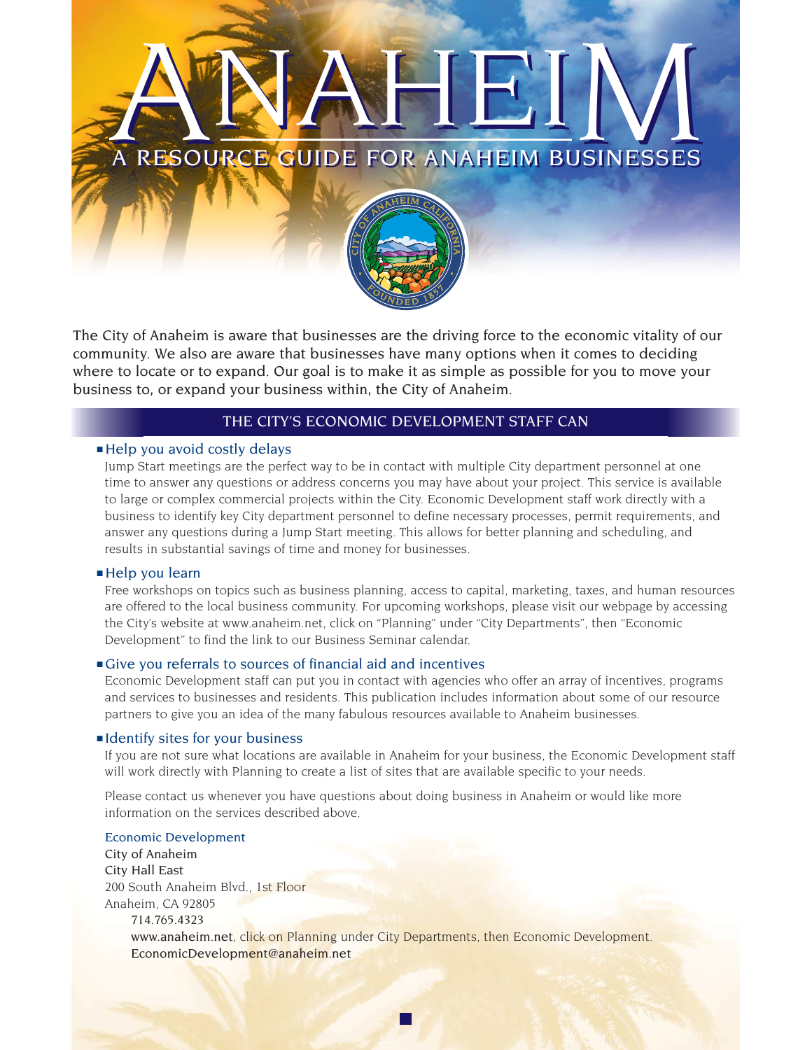# ANAHEIM

## A RESOURCE GUIDE FOR ANAHEIM BUSINESSES

The City of Anaheim is aware that businesses are the driving force to the economic vitality of our community. We also are aware that businesses have many options when it comes to deciding where to locate or to expand. Our goal is to make it as simple as possible for you to move your business to, or expand your business within, the City of Anaheim.

### THE CITY'S ECONOMIC DEVELOPMENT STAFF CAN

- **Help you avoid costly delays**

  Jump Start meetings are the perfect way to be in contact with multiple City department personnel at one time to answer any questions or address concerns you may have about your project. This service is available to large or complex commercial projects within the City. Economic Development staff work directly with a business to identify key City department personnel to define necessary processes, permit requirements, and answer any questions during a Jump Start meeting. This allows for better planning and scheduling, and results in substantial savings of time and money for businesses.

- **Help you learn**

  Free workshops on topics such as business planning, access to capital, marketing, taxes, and human resources are offered to the local business community. For upcoming workshops, please visit our webpage by accessing the City's website at www.anaheim.net, click on "Planning" under "City Departments", then "Economic Development" to find the link to our Business Seminar calendar.

- **Give you referrals to sources of financial aid and incentives**

  Economic Development staff can put you in contact with agencies who offer an array of incentives, programs and services to businesses and residents. This publication includes information about some of our resource partners to give you an idea of the many fabulous resources available to Anaheim businesses.

- **Identify sites for your business**

  If you are not sure what locations are available in Anaheim for your business, the Economic Development staff will work directly with Planning to create a list of sites that are available specific to your needs.

  Please contact us whenever you have questions about doing business in Anaheim or would like more information on the services described above.

**Economic Development**
City of Anaheim
City Hall East
200 South Anaheim Blvd., 1st Floor
Anaheim, CA 92805

714.765.4323
www.anaheim.net, click on Planning under City Departments, then Economic Development.
EconomicDevelopment@anaheim.net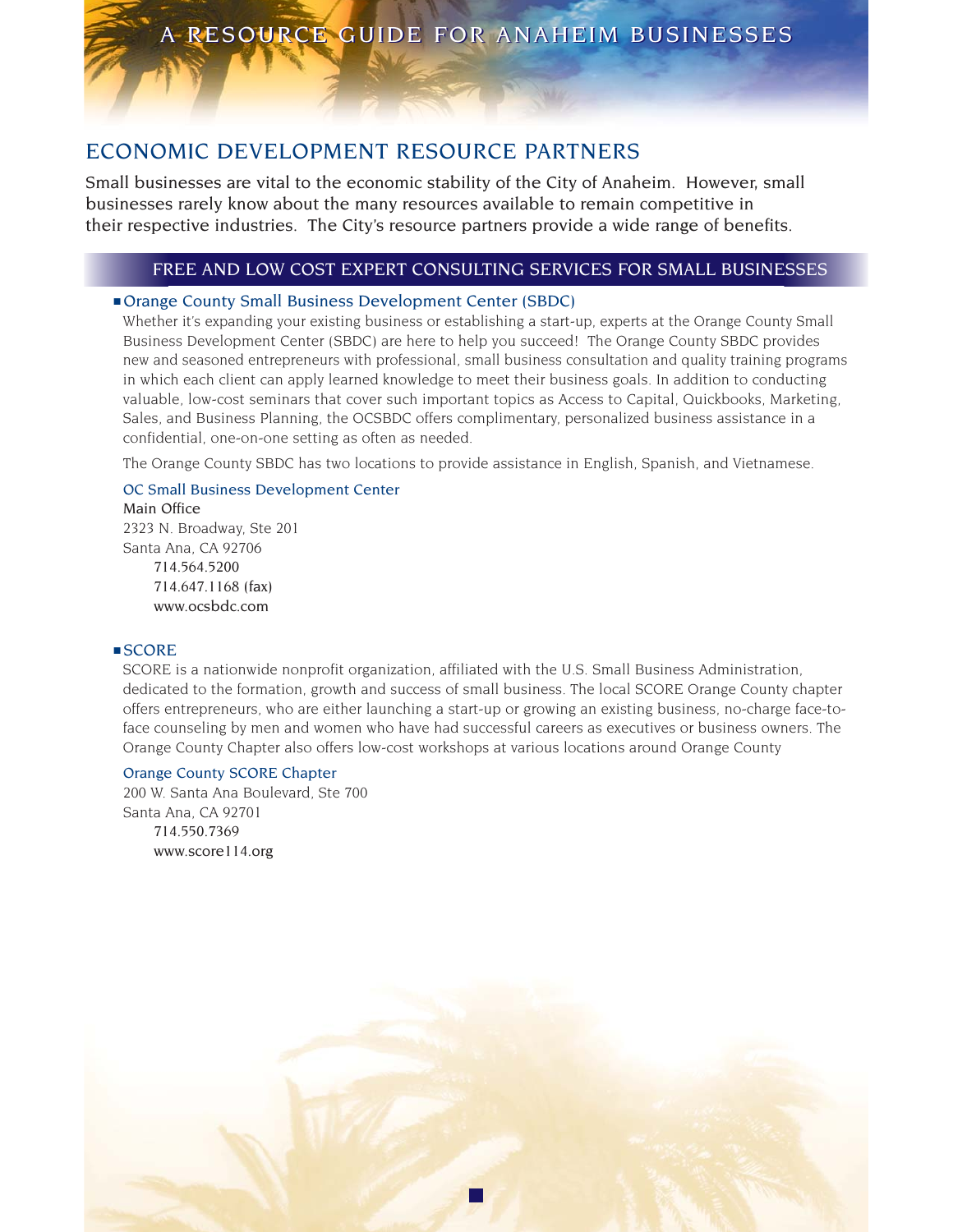## ECONOMIC DEVELOPMENT RESOURCE PARTNERS

Small businesses are vital to the economic stability of the City of Anaheim. However, small businesses rarely know about the many resources available to remain competitive in their respective industries. The City's resource partners provide a wide range of benefits.

### FREE AND LOW COST EXPERT CONSULTING SERVICES FOR SMALL BUSINESSES

- **Orange County Small Business Development Center (SBDC)**

  Whether it's expanding your existing business or establishing a start-up, experts at the Orange County Small Business Development Center (SBDC) are here to help you succeed! The Orange County SBDC provides new and seasoned entrepreneurs with professional, small business consultation and quality training programs in which each client can apply learned knowledge to meet their business goals. In addition to conducting valuable, low-cost seminars that cover such important topics as Access to Capital, Quickbooks, Marketing, Sales, and Business Planning, the OCSBDC offers complimentary, personalized business assistance in a confidential, one-on-one setting as often as needed.

  The Orange County SBDC has two locations to provide assistance in English, Spanish, and Vietnamese.

  OC Small Business Development Center
  Main Office
  2323 N. Broadway, Ste 201
  Santa Ana, CA 92706
  714.564.5200
  714.647.1168 (fax)
  www.ocsbdc.com

- **SCORE**

  SCORE is a nationwide nonprofit organization, affiliated with the U.S. Small Business Administration, dedicated to the formation, growth and success of small business. The local SCORE Orange County chapter offers entrepreneurs, who are either launching a start-up or growing an existing business, no-charge face-to-face counseling by men and women who have had successful careers as executives or business owners. The Orange County Chapter also offers low-cost workshops at various locations around Orange County

  Orange County SCORE Chapter
  200 W. Santa Ana Boulevard, Ste 700
  Santa Ana, CA 92701
  714.550.7369
  www.score114.org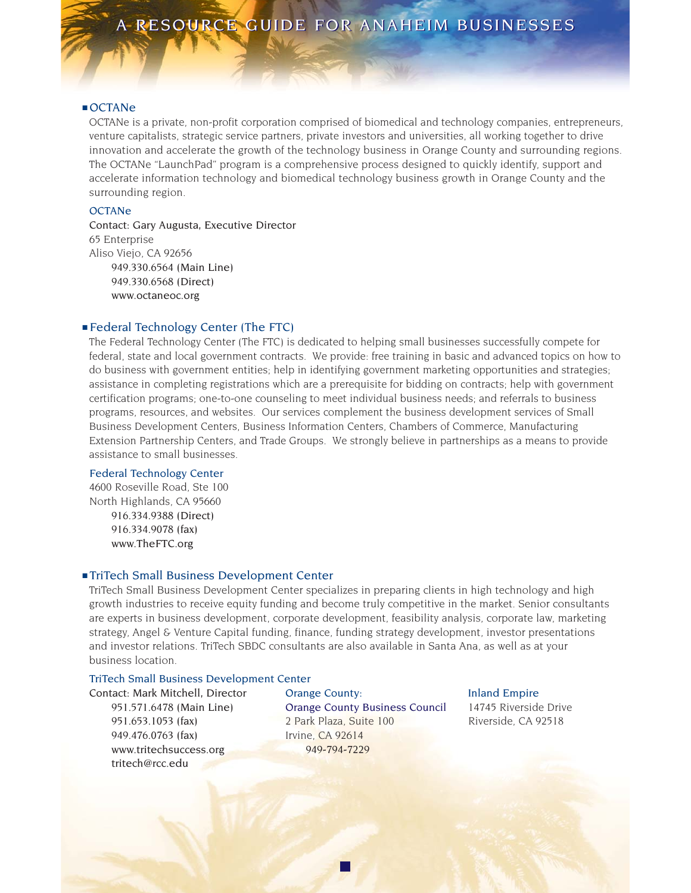## OCTANe

OCTANe is a private, non-profit corporation comprised of biomedical and technology companies, entrepreneurs, venture capitalists, strategic service partners, private investors and universities, all working together to drive innovation and accelerate the growth of the technology business in Orange County and surrounding regions. The OCTANe "LaunchPad" program is a comprehensive process designed to quickly identify, support and accelerate information technology and biomedical technology business growth in Orange County and the surrounding region.

**OCTANe**
Contact: Gary Augusta, Executive Director
65 Enterprise
Aliso Viejo, CA 92656
949.330.6564 (Main Line)
949.330.6568 (Direct)
www.octaneoc.org

## Federal Technology Center (The FTC)

The Federal Technology Center (The FTC) is dedicated to helping small businesses successfully compete for federal, state and local government contracts. We provide: free training in basic and advanced topics on how to do business with government entities; help in identifying government marketing opportunities and strategies; assistance in completing registrations which are a prerequisite for bidding on contracts; help with government certification programs; one-to-one counseling to meet individual business needs; and referrals to business programs, resources, and websites. Our services complement the business development services of Small Business Development Centers, Business Information Centers, Chambers of Commerce, Manufacturing Extension Partnership Centers, and Trade Groups. We strongly believe in partnerships as a means to provide assistance to small businesses.

**Federal Technology Center**
4600 Roseville Road, Ste 100
North Highlands, CA 95660
916.334.9388 (Direct)
916.334.9078 (fax)
www.TheFTC.org

## TriTech Small Business Development Center

TriTech Small Business Development Center specializes in preparing clients in high technology and high growth industries to receive equity funding and become truly competitive in the market. Senior consultants are experts in business development, corporate development, feasibility analysis, corporate law, marketing strategy, Angel & Venture Capital funding, finance, funding strategy development, investor presentations and investor relations. TriTech SBDC consultants are also available in Santa Ana, as well as at your business location.

**TriTech Small Business Development Center**
Contact: Mark Mitchell, Director
951.571.6478 (Main Line)
951.653.1053 (fax)
949.476.0763 (fax)
www.tritechsuccess.org
tritech@rcc.edu

**Orange County:**
**Orange County Business Council**
2 Park Plaza, Suite 100
Irvine, CA 92614
949-794-7229

**Inland Empire**
14745 Riverside Drive
Riverside, CA 92518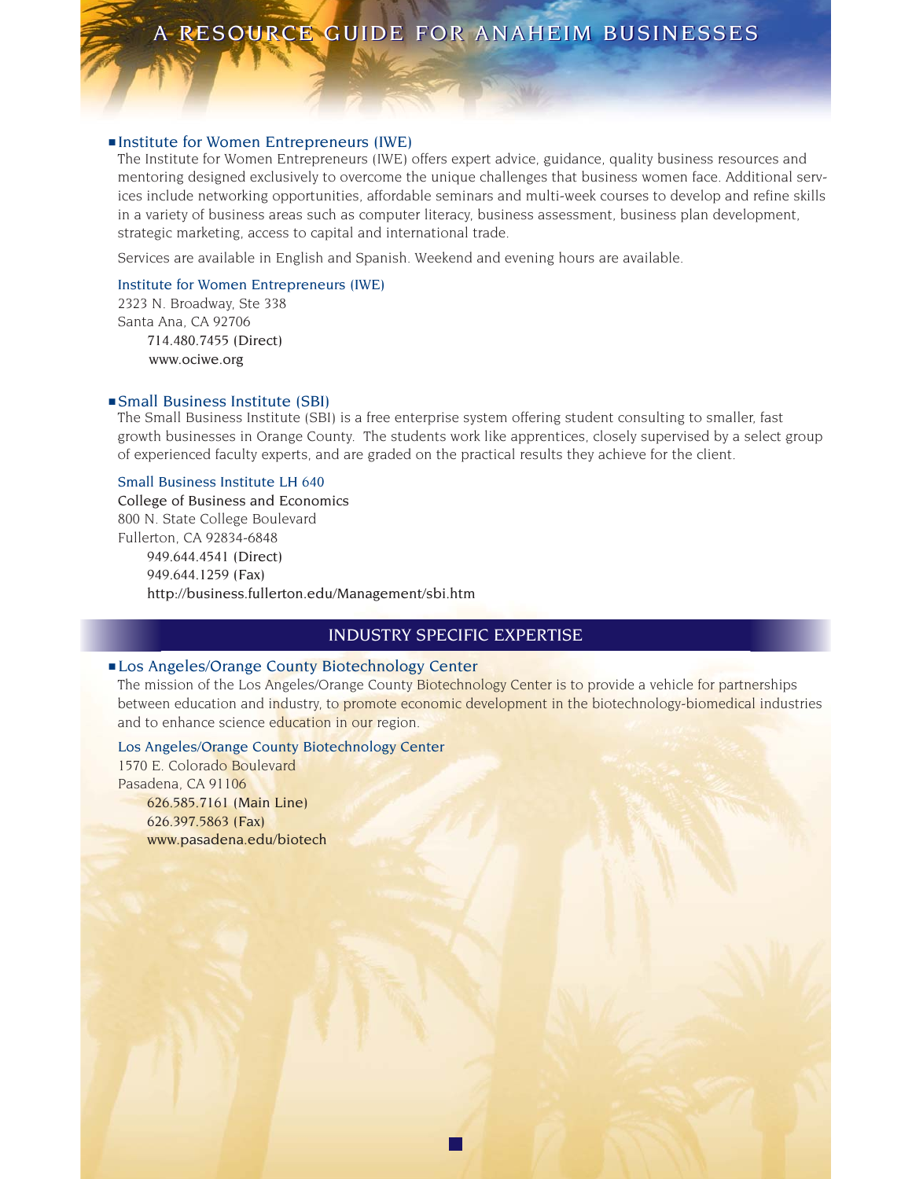## Institute for Women Entrepreneurs (IWE)

The Institute for Women Entrepreneurs (IWE) offers expert advice, guidance, quality business resources and mentoring designed exclusively to overcome the unique challenges that business women face. Additional services include networking opportunities, affordable seminars and multi-week courses to develop and refine skills in a variety of business areas such as computer literacy, business assessment, business plan development, strategic marketing, access to capital and international trade.

Services are available in English and Spanish. Weekend and evening hours are available.

Institute for Women Entrepreneurs (IWE)
2323 N. Broadway, Ste 338
Santa Ana, CA 92706
714.480.7455 (Direct)
www.ociwe.org

## Small Business Institute (SBI)

The Small Business Institute (SBI) is a free enterprise system offering student consulting to smaller, fast growth businesses in Orange County. The students work like apprentices, closely supervised by a select group of experienced faculty experts, and are graded on the practical results they achieve for the client.

Small Business Institute LH 640
College of Business and Economics
800 N. State College Boulevard
Fullerton, CA 92834-6848
949.644.4541 (Direct)
949.644.1259 (Fax)
http://business.fullerton.edu/Management/sbi.htm

# INDUSTRY SPECIFIC EXPERTISE

## Los Angeles/Orange County Biotechnology Center

The mission of the Los Angeles/Orange County Biotechnology Center is to provide a vehicle for partnerships between education and industry, to promote economic development in the biotechnology-biomedical industries and to enhance science education in our region.

Los Angeles/Orange County Biotechnology Center
1570 E. Colorado Boulevard
Pasadena, CA 91106
626.585.7161 (Main Line)
626.397.5863 (Fax)
www.pasadena.edu/biotech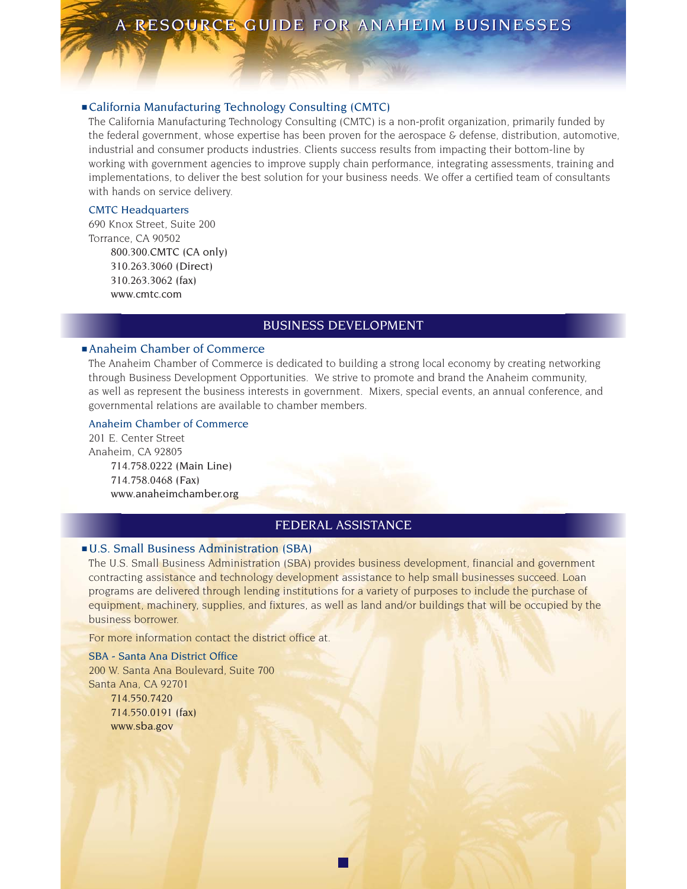### California Manufacturing Technology Consulting (CMTC)

The California Manufacturing Technology Consulting (CMTC) is a non-profit organization, primarily funded by the federal government, whose expertise has been proven for the aerospace & defense, distribution, automotive, industrial and consumer products industries. Clients success results from impacting their bottom-line by working with government agencies to improve supply chain performance, integrating assessments, training and implementations, to deliver the best solution for your business needs. We offer a certified team of consultants with hands on service delivery.

CMTC Headquarters
690 Knox Street, Suite 200
Torrance, CA 90502
800.300.CMTC (CA only)
310.263.3060 (Direct)
310.263.3062 (fax)
www.cmtc.com

## BUSINESS DEVELOPMENT

### Anaheim Chamber of Commerce

The Anaheim Chamber of Commerce is dedicated to building a strong local economy by creating networking through Business Development Opportunities. We strive to promote and brand the Anaheim community, as well as represent the business interests in government. Mixers, special events, an annual conference, and governmental relations are available to chamber members.

Anaheim Chamber of Commerce
201 E. Center Street
Anaheim, CA 92805
714.758.0222 (Main Line)
714.758.0468 (Fax)
www.anaheimchamber.org

## FEDERAL ASSISTANCE

### U.S. Small Business Administration (SBA)

The U.S. Small Business Administration (SBA) provides business development, financial and government contracting assistance and technology development assistance to help small businesses succeed. Loan programs are delivered through lending institutions for a variety of purposes to include the purchase of equipment, machinery, supplies, and fixtures, as well as land and/or buildings that will be occupied by the business borrower.

For more information contact the district office at.

SBA - Santa Ana District Office
200 W. Santa Ana Boulevard, Suite 700
Santa Ana, CA 92701
714.550.7420
714.550.0191 (fax)
www.sba.gov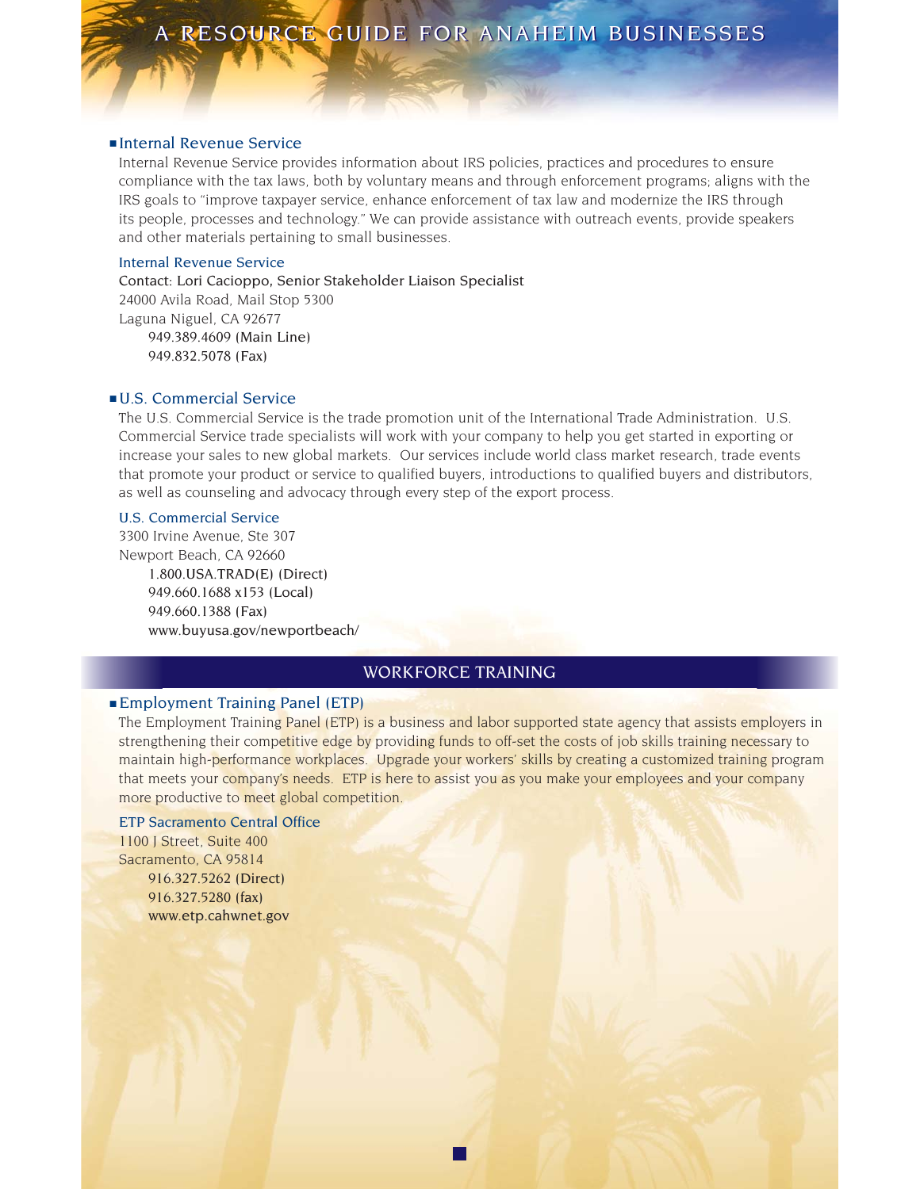## Internal Revenue Service

Internal Revenue Service provides information about IRS policies, practices and procedures to ensure compliance with the tax laws, both by voluntary means and through enforcement programs; aligns with the IRS goals to "improve taxpayer service, enhance enforcement of tax law and modernize the IRS through its people, processes and technology." We can provide assistance with outreach events, provide speakers and other materials pertaining to small businesses.

**Internal Revenue Service**
Contact: Lori Cacioppo, Senior Stakeholder Liaison Specialist
24000 Avila Road, Mail Stop 5300
Laguna Niguel, CA 92677
949.389.4609 (Main Line)
949.832.5078 (Fax)

## U.S. Commercial Service

The U.S. Commercial Service is the trade promotion unit of the International Trade Administration. U.S. Commercial Service trade specialists will work with your company to help you get started in exporting or increase your sales to new global markets. Our services include world class market research, trade events that promote your product or service to qualified buyers, introductions to qualified buyers and distributors, as well as counseling and advocacy through every step of the export process.

**U.S. Commercial Service**
3300 Irvine Avenue, Ste 307
Newport Beach, CA 92660
1.800.USA.TRAD(E) (Direct)
949.660.1688 x153 (Local)
949.660.1388 (Fax)
www.buyusa.gov/newportbeach/

# WORKFORCE TRAINING

## Employment Training Panel (ETP)

The Employment Training Panel (ETP) is a business and labor supported state agency that assists employers in strengthening their competitive edge by providing funds to off-set the costs of job skills training necessary to maintain high-performance workplaces. Upgrade your workers' skills by creating a customized training program that meets your company's needs. ETP is here to assist you as you make your employees and your company more productive to meet global competition.

**ETP Sacramento Central Office**
1100 J Street, Suite 400
Sacramento, CA 95814
916.327.5262 (Direct)
916.327.5280 (fax)
www.etp.cahwnet.gov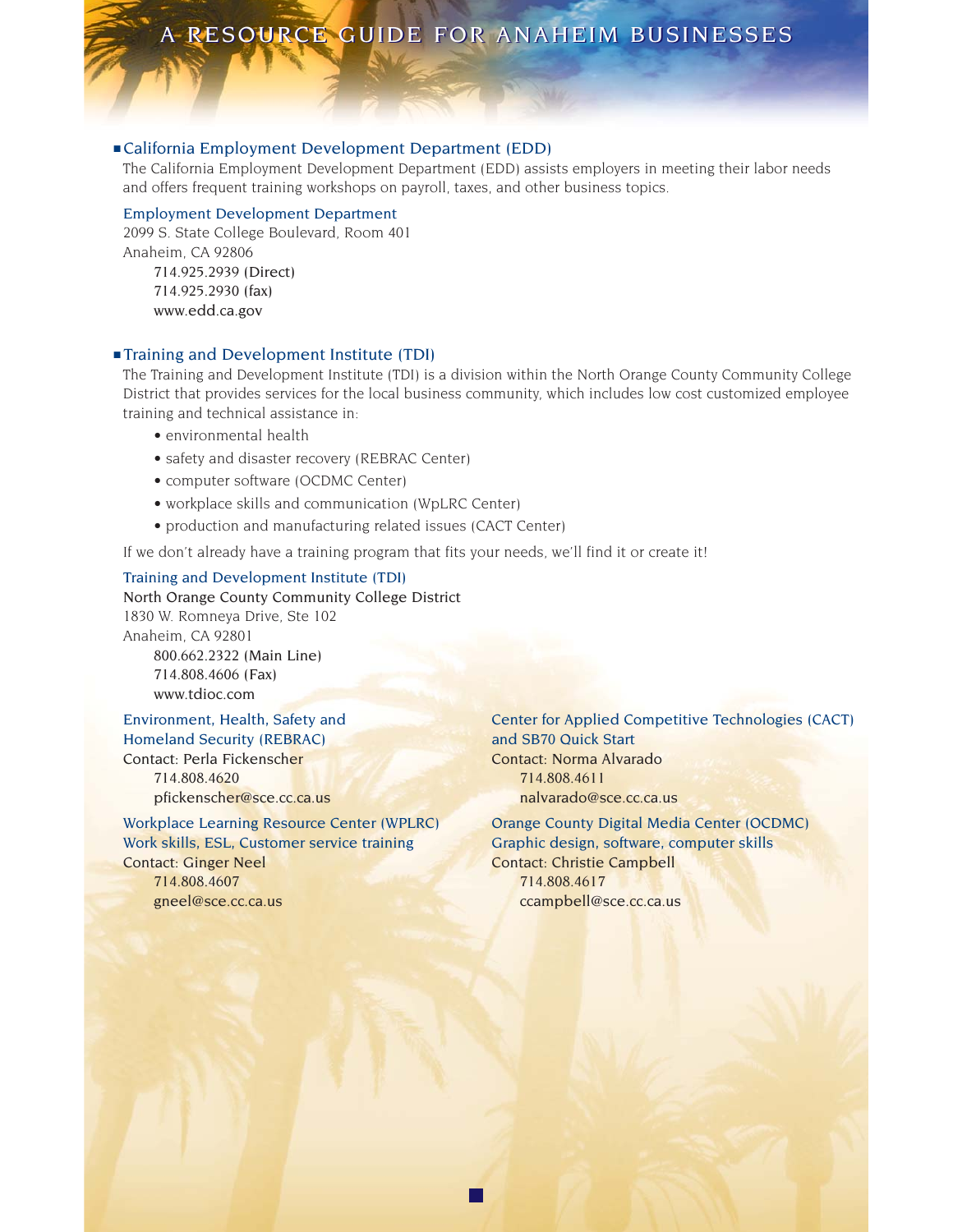## California Employment Development Department (EDD)

The California Employment Development Department (EDD) assists employers in meeting their labor needs and offers frequent training workshops on payroll, taxes, and other business topics.

**Employment Development Department**
2099 S. State College Boulevard, Room 401
Anaheim, CA 92806
714.925.2939 (Direct)
714.925.2930 (fax)
www.edd.ca.gov

## Training and Development Institute (TDI)

The Training and Development Institute (TDI) is a division within the North Orange County Community College District that provides services for the local business community, which includes low cost customized employee training and technical assistance in:

- environmental health
- safety and disaster recovery (REBRAC Center)
- computer software (OCDMC Center)
- workplace skills and communication (WpLRC Center)
- production and manufacturing related issues (CACT Center)

If we don't already have a training program that fits your needs, we'll find it or create it!

**Training and Development Institute (TDI)**
North Orange County Community College District
1830 W. Romneya Drive, Ste 102
Anaheim, CA 92801
800.662.2322 (Main Line)
714.808.4606 (Fax)
www.tdioc.com

**Environment, Health, Safety and Homeland Security (REBRAC)**
Contact: Perla Fickenscher
714.808.4620
pfickenscher@sce.cc.ca.us

**Workplace Learning Resource Center (WPLRC)**
**Work skills, ESL, Customer service training**
Contact: Ginger Neel
714.808.4607
gneel@sce.cc.ca.us

**Center for Applied Competitive Technologies (CACT) and SB70 Quick Start**
Contact: Norma Alvarado
714.808.4611
nalvarado@sce.cc.ca.us

**Orange County Digital Media Center (OCDMC)**
**Graphic design, software, computer skills**
Contact: Christie Campbell
714.808.4617
ccampbell@sce.cc.ca.us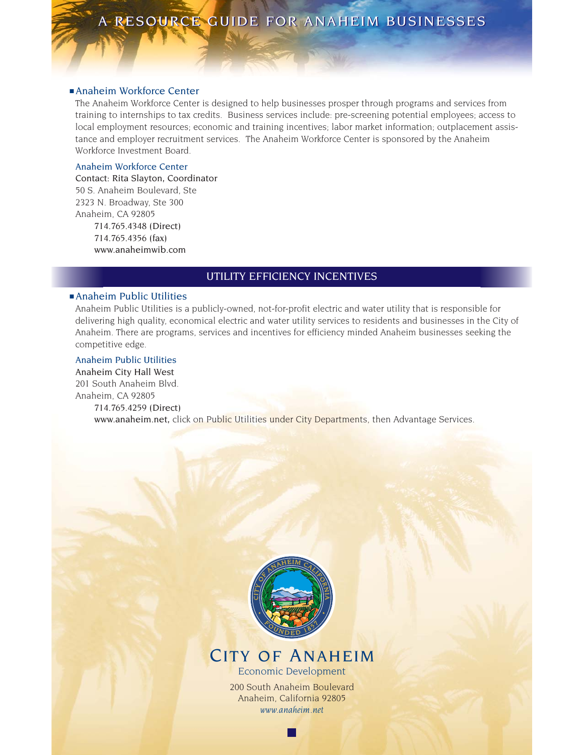## Anaheim Workforce Center

The Anaheim Workforce Center is designed to help businesses prosper through programs and services from training to internships to tax credits. Business services include: pre-screening potential employees; access to local employment resources; economic and training incentives; labor market information; outplacement assistance and employer recruitment services. The Anaheim Workforce Center is sponsored by the Anaheim Workforce Investment Board.

### Anaheim Workforce Center

Contact: Rita Slayton, Coordinator
50 S. Anaheim Boulevard, Ste
2323 N. Broadway, Ste 300
Anaheim, CA 92805
714.765.4348 (Direct)
714.765.4356 (fax)
www.anaheimwib.com

# UTILITY EFFICIENCY INCENTIVES

## Anaheim Public Utilities

Anaheim Public Utilities is a publicly-owned, not-for-profit electric and water utility that is responsible for delivering high quality, economical electric and water utility services to residents and businesses in the City of Anaheim. There are programs, services and incentives for efficiency minded Anaheim businesses seeking the competitive edge.

### Anaheim Public Utilities

Anaheim City Hall West
201 South Anaheim Blvd.
Anaheim, CA 92805
714.765.4259 (Direct)
www.anaheim.net, click on Public Utilities under City Departments, then Advantage Services.

CITY OF ANAHEIM
Economic Development
200 South Anaheim Boulevard
Anaheim, California 92805
*www.anaheim.net*